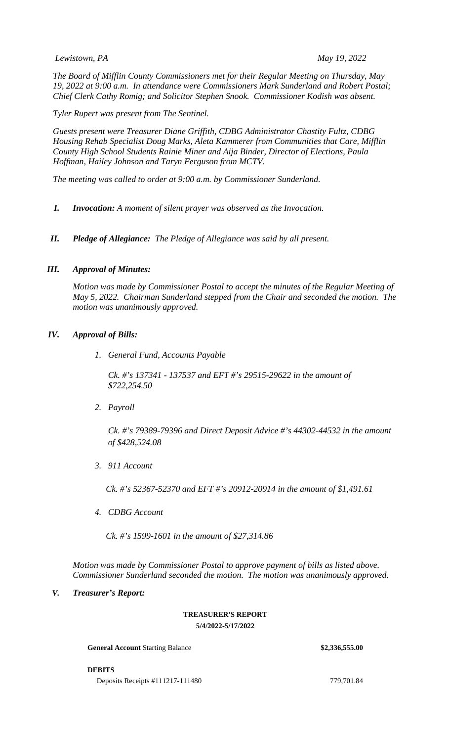*Lewistown, PA* *May 19, 2022*

*The Board of Mifflin County Commissioners met for their Regular Meeting on Thursday, May 19, 2022 at 9:00 a.m. In attendance were Commissioners Mark Sunderland and Robert Postal; Chief Clerk Cathy Romig; and Solicitor Stephen Snook. Commissioner Kodish was absent.*

*Tyler Rupert was present from The Sentinel.*

*Guests present were Treasurer Diane Griffith, CDBG Administrator Chastity Fultz, CDBG Housing Rehab Specialist Doug Marks, Aleta Kammerer from Communities that Care, Mifflin County High School Students Rainie Miner and Aija Binder, Director of Elections, Paula Hoffman, Hailey Johnson and Taryn Ferguson from MCTV.*

*The meeting was called to order at 9:00 a.m. by Commissioner Sunderland.*

***I. Invocation:*** *A moment of silent prayer was observed as the Invocation.*

***II. Pledge of Allegiance:*** *The Pledge of Allegiance was said by all present.*

***III. Approval of Minutes:***

*Motion was made by Commissioner Postal to accept the minutes of the Regular Meeting of May 5, 2022. Chairman Sunderland stepped from the Chair and seconded the motion. The motion was unanimously approved.*

***IV. Approval of Bills:***

1. *General Fund, Accounts Payable*

   *Ck. #'s 137341 - 137537 and EFT #'s 29515-29622 in the amount of $722,254.50*

2. *Payroll*

   *Ck. #'s 79389-79396 and Direct Deposit Advice #'s 44302-44532 in the amount of $428,524.08*

3. *911 Account*

   *Ck. #'s 52367-52370 and EFT #'s 20912-20914 in the amount of $1,491.61*

4. *CDBG Account*

   *Ck. #'s 1599-1601 in the amount of $27,314.86*

*Motion was made by Commissioner Postal to approve payment of bills as listed above. Commissioner Sunderland seconded the motion. The motion was unanimously approved.*

***V. Treasurer's Report:***

**TREASURER'S REPORT**
**5/4/2022-5/17/2022**

| | |
|---|---|
| **General Account** Starting Balance | **$2,336,555.00** |
| **DEBITS** | |
| Deposits Receipts #111217-111480 | 779,701.84 |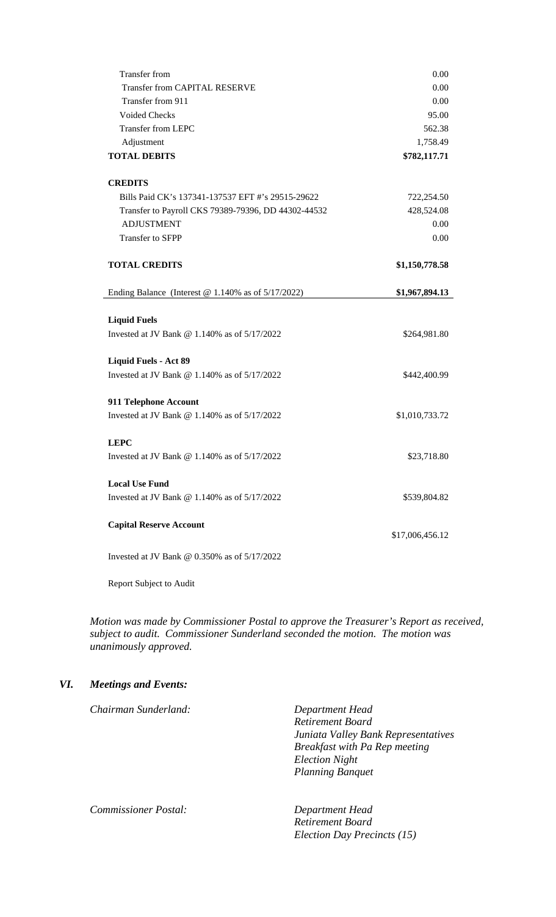| | |
|---|---|
| Transfer from | 0.00 |
| Transfer from CAPITAL RESERVE | 0.00 |
| Transfer from 911 | 0.00 |
| Voided Checks | 95.00 |
| Transfer from LEPC | 562.38 |
| Adjustment | 1,758.49 |
| **TOTAL DEBITS** | **$782,117.71** |
| | |
| **CREDITS** | |
| Bills Paid CK's 137341-137537 EFT #'s 29515-29622 | 722,254.50 |
| Transfer to Payroll CKS 79389-79396, DD 44302-44532 | 428,524.08 |
| ADJUSTMENT | 0.00 |
| Transfer to SFPP | 0.00 |
| | |
| **TOTAL CREDITS** | **$1,150,778.58** |
| | |
| Ending Balance (Interest @ 1.140% as of 5/17/2022) | **$1,967,894.13** |
| | |
| **Liquid Fuels** | |
| Invested at JV Bank @ 1.140% as of 5/17/2022 | $264,981.80 |
| | |
| **Liquid Fuels - Act 89** | |
| Invested at JV Bank @ 1.140% as of 5/17/2022 | $442,400.99 |
| | |
| **911 Telephone Account** | |
| Invested at JV Bank @ 1.140% as of 5/17/2022 | $1,010,733.72 |
| | |
| **LEPC** | |
| Invested at JV Bank @ 1.140% as of 5/17/2022 | $23,718.80 |
| | |
| **Local Use Fund** | |
| Invested at JV Bank @ 1.140% as of 5/17/2022 | $539,804.82 |
| | |
| **Capital Reserve Account** | $17,006,456.12 |
| Invested at JV Bank @ 0.350% as of 5/17/2022 | |

Report Subject to Audit

*Motion was made by Commissioner Postal to approve the Treasurer's Report as received, subject to audit. Commissioner Sunderland seconded the motion. The motion was unanimously approved.*

## *VI. Meetings and Events:*

*Chairman Sunderland:*

- *Department Head*
- *Retirement Board*
- *Juniata Valley Bank Representatives*
- *Breakfast with Pa Rep meeting*
- *Election Night*
- *Planning Banquet*

*Commissioner Postal:*

- *Department Head*
- *Retirement Board*
- *Election Day Precincts (15)*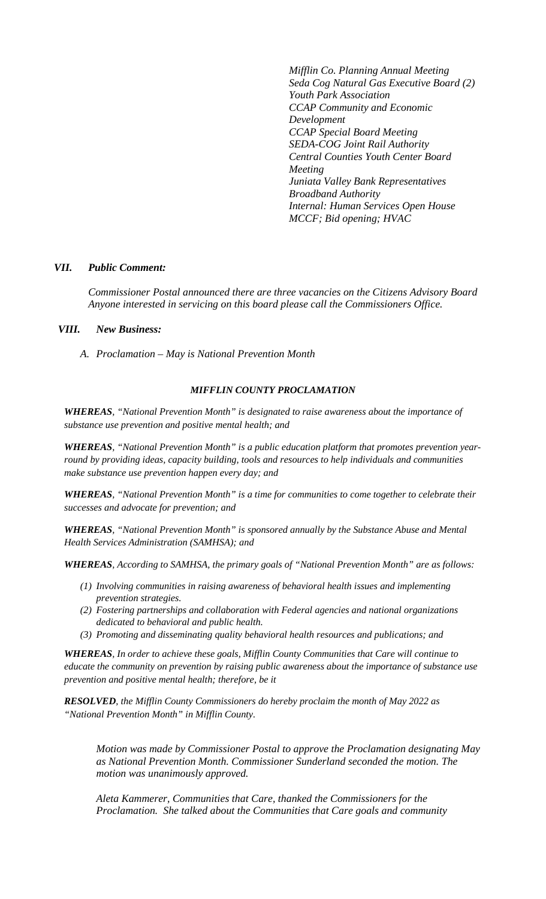*Mifflin Co. Planning Annual Meeting*
*Seda Cog Natural Gas Executive Board (2)*
*Youth Park Association*
*CCAP Community and Economic Development*
*CCAP Special Board Meeting*
*SEDA-COG Joint Rail Authority*
*Central Counties Youth Center Board Meeting*
*Juniata Valley Bank Representatives*
*Broadband Authority*
*Internal: Human Services Open House*
*MCCF; Bid opening; HVAC*

## *VII. Public Comment:*

*Commissioner Postal announced there are three vacancies on the Citizens Advisory Board Anyone interested in servicing on this board please call the Commissioners Office.*

## *VIII. New Business:*

*A. Proclamation – May is National Prevention Month*

### *MIFFLIN COUNTY PROCLAMATION*

***WHEREAS***, *"National Prevention Month" is designated to raise awareness about the importance of substance use prevention and positive mental health; and*

***WHEREAS***, *"National Prevention Month" is a public education platform that promotes prevention year-round by providing ideas, capacity building, tools and resources to help individuals and communities make substance use prevention happen every day; and*

***WHEREAS***, *"National Prevention Month" is a time for communities to come together to celebrate their successes and advocate for prevention; and*

***WHEREAS***, *"National Prevention Month" is sponsored annually by the Substance Abuse and Mental Health Services Administration (SAMHSA); and*

***WHEREAS***, *According to SAMHSA, the primary goals of "National Prevention Month" are as follows:*

*(1) Involving communities in raising awareness of behavioral health issues and implementing prevention strategies.*
*(2) Fostering partnerships and collaboration with Federal agencies and national organizations dedicated to behavioral and public health.*
*(3) Promoting and disseminating quality behavioral health resources and publications; and*

***WHEREAS***, *In order to achieve these goals, Mifflin County Communities that Care will continue to educate the community on prevention by raising public awareness about the importance of substance use prevention and positive mental health; therefore, be it*

***RESOLVED***, *the Mifflin County Commissioners do hereby proclaim the month of May 2022 as "National Prevention Month" in Mifflin County.*

*Motion was made by Commissioner Postal to approve the Proclamation designating May as National Prevention Month. Commissioner Sunderland seconded the motion. The motion was unanimously approved.*

*Aleta Kammerer, Communities that Care, thanked the Commissioners for the Proclamation. She talked about the Communities that Care goals and community*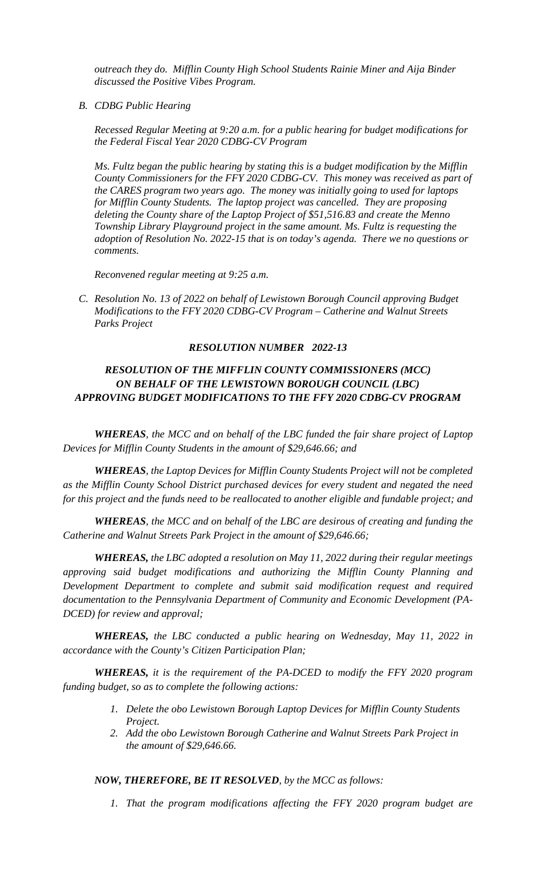*outreach they do. Mifflin County High School Students Rainie Miner and Aija Binder discussed the Positive Vibes Program.*

*B. CDBG Public Hearing*

*Recessed Regular Meeting at 9:20 a.m. for a public hearing for budget modifications for the Federal Fiscal Year 2020 CDBG-CV Program*

*Ms. Fultz began the public hearing by stating this is a budget modification by the Mifflin County Commissioners for the FFY 2020 CDBG-CV. This money was received as part of the CARES program two years ago. The money was initially going to used for laptops for Mifflin County Students. The laptop project was cancelled. They are proposing deleting the County share of the Laptop Project of $51,516.83 and create the Menno Township Library Playground project in the same amount. Ms. Fultz is requesting the adoption of Resolution No. 2022-15 that is on today's agenda. There we no questions or comments.*

*Reconvened regular meeting at 9:25 a.m.*

*C. Resolution No. 13 of 2022 on behalf of Lewistown Borough Council approving Budget Modifications to the FFY 2020 CDBG-CV Program – Catherine and Walnut Streets Parks Project*

***RESOLUTION NUMBER 2022-13***

***RESOLUTION OF THE MIFFLIN COUNTY COMMISSIONERS (MCC) ON BEHALF OF THE LEWISTOWN BOROUGH COUNCIL (LBC) APPROVING BUDGET MODIFICATIONS TO THE FFY 2020 CDBG-CV PROGRAM***

***WHEREAS****, the MCC and on behalf of the LBC funded the fair share project of Laptop Devices for Mifflin County Students in the amount of $29,646.66; and*

***WHEREAS****, the Laptop Devices for Mifflin County Students Project will not be completed as the Mifflin County School District purchased devices for every student and negated the need for this project and the funds need to be reallocated to another eligible and fundable project; and*

***WHEREAS****, the MCC and on behalf of the LBC are desirous of creating and funding the Catherine and Walnut Streets Park Project in the amount of $29,646.66;*

***WHEREAS,*** *the LBC adopted a resolution on May 11, 2022 during their regular meetings approving said budget modifications and authorizing the Mifflin County Planning and Development Department to complete and submit said modification request and required documentation to the Pennsylvania Department of Community and Economic Development (PA-DCED) for review and approval;*

***WHEREAS,*** *the LBC conducted a public hearing on Wednesday, May 11, 2022 in accordance with the County's Citizen Participation Plan;*

***WHEREAS,*** *it is the requirement of the PA-DCED to modify the FFY 2020 program funding budget, so as to complete the following actions:*

1. *Delete the obo Lewistown Borough Laptop Devices for Mifflin County Students Project.*
2. *Add the obo Lewistown Borough Catherine and Walnut Streets Park Project in the amount of $29,646.66.*

***NOW, THEREFORE, BE IT RESOLVED****, by the MCC as follows:*

1. *That the program modifications affecting the FFY 2020 program budget are*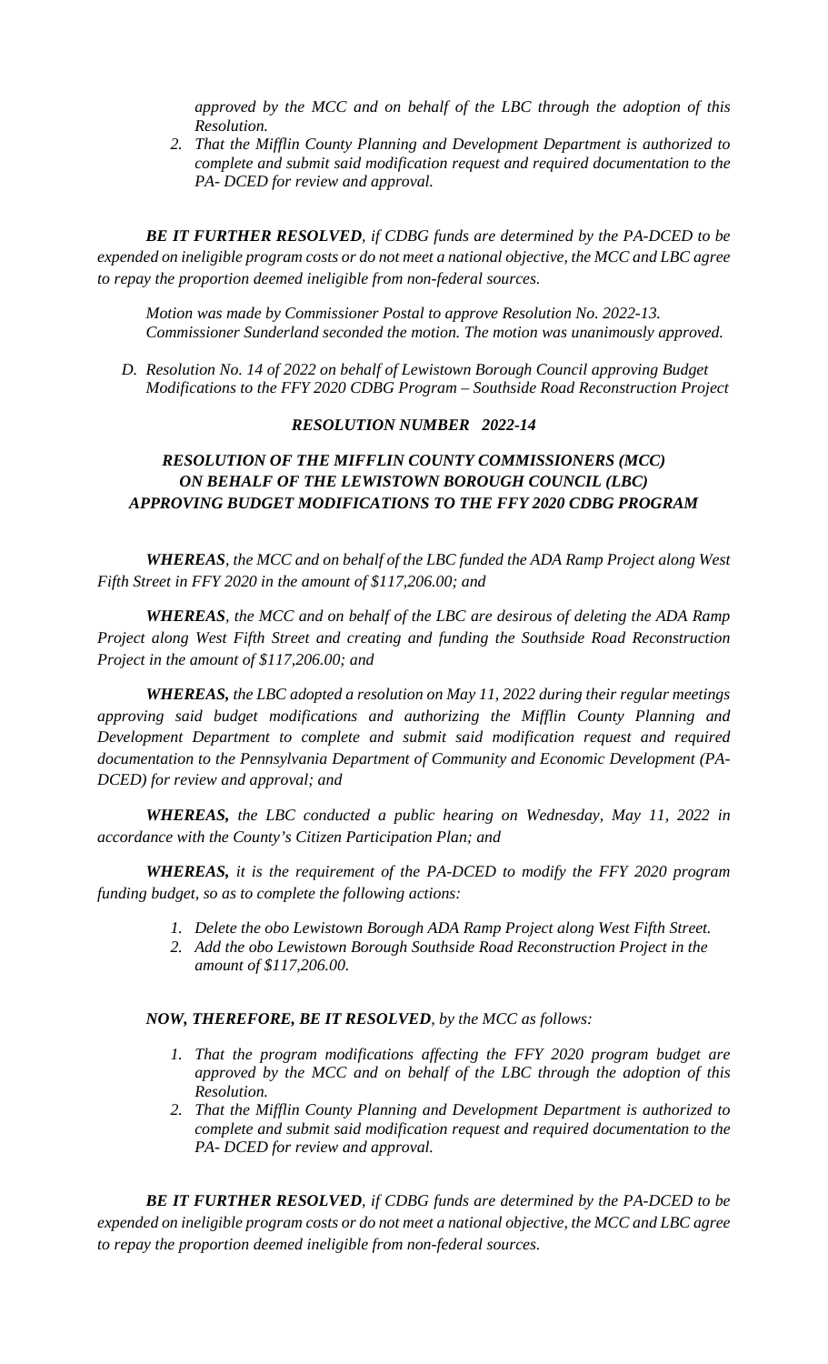*approved by the MCC and on behalf of the LBC through the adoption of this Resolution.*

2. *That the Mifflin County Planning and Development Department is authorized to complete and submit said modification request and required documentation to the PA- DCED for review and approval.*

***BE IT FURTHER RESOLVED****, if CDBG funds are determined by the PA-DCED to be expended on ineligible program costs or do not meet a national objective, the MCC and LBC agree to repay the proportion deemed ineligible from non-federal sources.*

*Motion was made by Commissioner Postal to approve Resolution No. 2022-13. Commissioner Sunderland seconded the motion. The motion was unanimously approved.*

D. *Resolution No. 14 of 2022 on behalf of Lewistown Borough Council approving Budget Modifications to the FFY 2020 CDBG Program – Southside Road Reconstruction Project*

***RESOLUTION NUMBER 2022-14***

***RESOLUTION OF THE MIFFLIN COUNTY COMMISSIONERS (MCC) ON BEHALF OF THE LEWISTOWN BOROUGH COUNCIL (LBC) APPROVING BUDGET MODIFICATIONS TO THE FFY 2020 CDBG PROGRAM***

***WHEREAS****, the MCC and on behalf of the LBC funded the ADA Ramp Project along West Fifth Street in FFY 2020 in the amount of $117,206.00; and*

***WHEREAS****, the MCC and on behalf of the LBC are desirous of deleting the ADA Ramp Project along West Fifth Street and creating and funding the Southside Road Reconstruction Project in the amount of $117,206.00; and*

***WHEREAS,*** *the LBC adopted a resolution on May 11, 2022 during their regular meetings approving said budget modifications and authorizing the Mifflin County Planning and Development Department to complete and submit said modification request and required documentation to the Pennsylvania Department of Community and Economic Development (PA-DCED) for review and approval; and*

***WHEREAS,*** *the LBC conducted a public hearing on Wednesday, May 11, 2022 in accordance with the County's Citizen Participation Plan; and*

***WHEREAS,*** *it is the requirement of the PA-DCED to modify the FFY 2020 program funding budget, so as to complete the following actions:*

1. *Delete the obo Lewistown Borough ADA Ramp Project along West Fifth Street.*
2. *Add the obo Lewistown Borough Southside Road Reconstruction Project in the amount of $117,206.00.*

***NOW, THEREFORE, BE IT RESOLVED****, by the MCC as follows:*

1. *That the program modifications affecting the FFY 2020 program budget are approved by the MCC and on behalf of the LBC through the adoption of this Resolution.*
2. *That the Mifflin County Planning and Development Department is authorized to complete and submit said modification request and required documentation to the PA- DCED for review and approval.*

***BE IT FURTHER RESOLVED****, if CDBG funds are determined by the PA-DCED to be expended on ineligible program costs or do not meet a national objective, the MCC and LBC agree to repay the proportion deemed ineligible from non-federal sources.*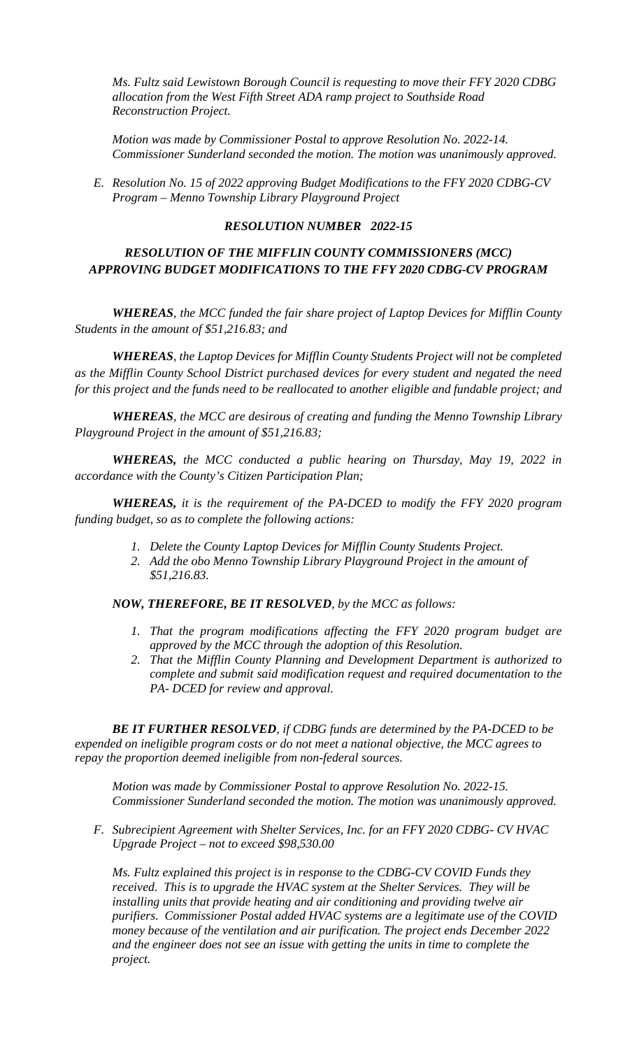*Ms. Fultz said Lewistown Borough Council is requesting to move their FFY 2020 CDBG allocation from the West Fifth Street ADA ramp project to Southside Road Reconstruction Project.*

*Motion was made by Commissioner Postal to approve Resolution No. 2022-14. Commissioner Sunderland seconded the motion. The motion was unanimously approved.*

*E. Resolution No. 15 of 2022 approving Budget Modifications to the FFY 2020 CDBG-CV Program – Menno Township Library Playground Project*

***RESOLUTION NUMBER 2022-15***

***RESOLUTION OF THE MIFFLIN COUNTY COMMISSIONERS (MCC) APPROVING BUDGET MODIFICATIONS TO THE FFY 2020 CDBG-CV PROGRAM***

***WHEREAS****, the MCC funded the fair share project of Laptop Devices for Mifflin County Students in the amount of $51,216.83; and*

***WHEREAS****, the Laptop Devices for Mifflin County Students Project will not be completed as the Mifflin County School District purchased devices for every student and negated the need for this project and the funds need to be reallocated to another eligible and fundable project; and*

***WHEREAS****, the MCC are desirous of creating and funding the Menno Township Library Playground Project in the amount of $51,216.83;*

***WHEREAS,*** *the MCC conducted a public hearing on Thursday, May 19, 2022 in accordance with the County's Citizen Participation Plan;*

***WHEREAS,*** *it is the requirement of the PA-DCED to modify the FFY 2020 program funding budget, so as to complete the following actions:*

1. *Delete the County Laptop Devices for Mifflin County Students Project.*
2. *Add the obo Menno Township Library Playground Project in the amount of $51,216.83.*

***NOW, THEREFORE, BE IT RESOLVED****, by the MCC as follows:*

1. *That the program modifications affecting the FFY 2020 program budget are approved by the MCC through the adoption of this Resolution.*
2. *That the Mifflin County Planning and Development Department is authorized to complete and submit said modification request and required documentation to the PA- DCED for review and approval.*

***BE IT FURTHER RESOLVED****, if CDBG funds are determined by the PA-DCED to be expended on ineligible program costs or do not meet a national objective, the MCC agrees to repay the proportion deemed ineligible from non-federal sources.*

*Motion was made by Commissioner Postal to approve Resolution No. 2022-15. Commissioner Sunderland seconded the motion. The motion was unanimously approved.*

*F. Subrecipient Agreement with Shelter Services, Inc. for an FFY 2020 CDBG- CV HVAC Upgrade Project – not to exceed $98,530.00*

*Ms. Fultz explained this project is in response to the CDBG-CV COVID Funds they received. This is to upgrade the HVAC system at the Shelter Services. They will be installing units that provide heating and air conditioning and providing twelve air purifiers. Commissioner Postal added HVAC systems are a legitimate use of the COVID money because of the ventilation and air purification. The project ends December 2022 and the engineer does not see an issue with getting the units in time to complete the project.*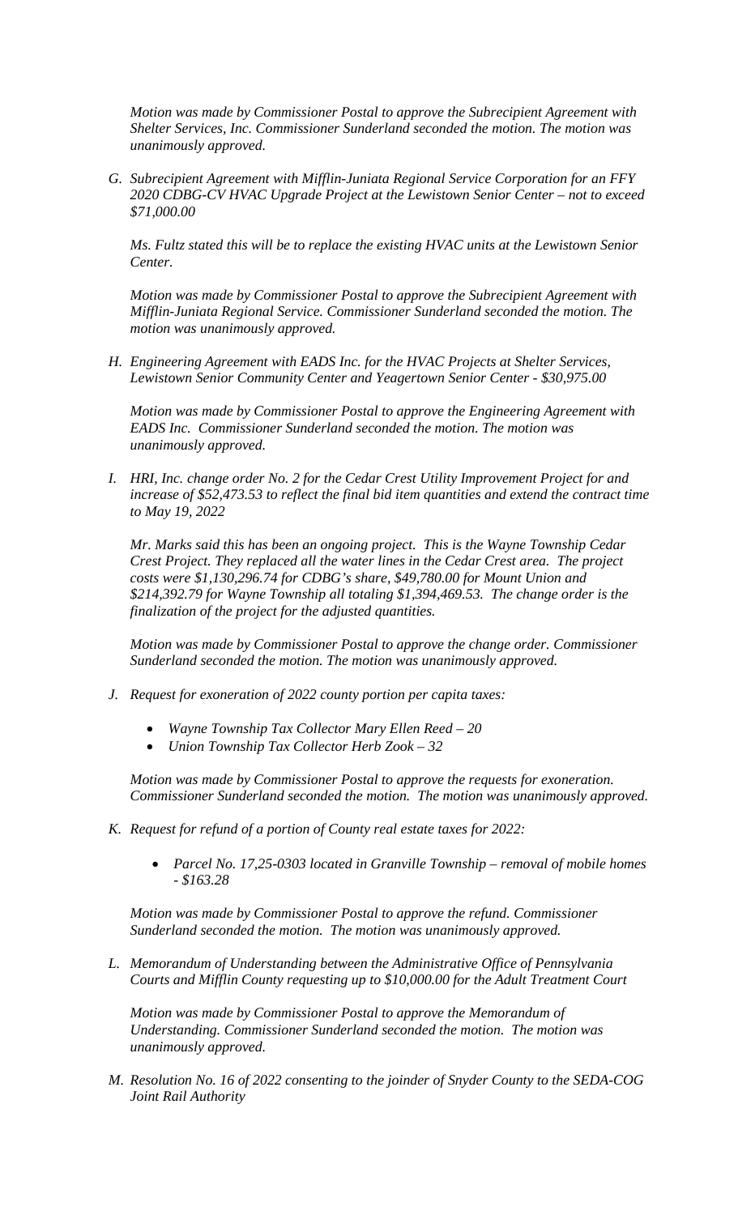*Motion was made by Commissioner Postal to approve the Subrecipient Agreement with Shelter Services, Inc. Commissioner Sunderland seconded the motion. The motion was unanimously approved.*

*G. Subrecipient Agreement with Mifflin-Juniata Regional Service Corporation for an FFY 2020 CDBG-CV HVAC Upgrade Project at the Lewistown Senior Center – not to exceed $71,000.00*

*Ms. Fultz stated this will be to replace the existing HVAC units at the Lewistown Senior Center.*

*Motion was made by Commissioner Postal to approve the Subrecipient Agreement with Mifflin-Juniata Regional Service. Commissioner Sunderland seconded the motion. The motion was unanimously approved.*

*H. Engineering Agreement with EADS Inc. for the HVAC Projects at Shelter Services, Lewistown Senior Community Center and Yeagertown Senior Center - $30,975.00*

*Motion was made by Commissioner Postal to approve the Engineering Agreement with EADS Inc. Commissioner Sunderland seconded the motion. The motion was unanimously approved.*

*I. HRI, Inc. change order No. 2 for the Cedar Crest Utility Improvement Project for and increase of $52,473.53 to reflect the final bid item quantities and extend the contract time to May 19, 2022*

*Mr. Marks said this has been an ongoing project. This is the Wayne Township Cedar Crest Project. They replaced all the water lines in the Cedar Crest area. The project costs were $1,130,296.74 for CDBG's share, $49,780.00 for Mount Union and $214,392.79 for Wayne Township all totaling $1,394,469.53. The change order is the finalization of the project for the adjusted quantities.*

*Motion was made by Commissioner Postal to approve the change order. Commissioner Sunderland seconded the motion. The motion was unanimously approved.*

*J. Request for exoneration of 2022 county portion per capita taxes:*

- *Wayne Township Tax Collector Mary Ellen Reed – 20*
- *Union Township Tax Collector Herb Zook – 32*

*Motion was made by Commissioner Postal to approve the requests for exoneration. Commissioner Sunderland seconded the motion. The motion was unanimously approved.*

*K. Request for refund of a portion of County real estate taxes for 2022:*

- *Parcel No. 17,25-0303 located in Granville Township – removal of mobile homes - $163.28*

*Motion was made by Commissioner Postal to approve the refund. Commissioner Sunderland seconded the motion. The motion was unanimously approved.*

*L. Memorandum of Understanding between the Administrative Office of Pennsylvania Courts and Mifflin County requesting up to $10,000.00 for the Adult Treatment Court*

*Motion was made by Commissioner Postal to approve the Memorandum of Understanding. Commissioner Sunderland seconded the motion. The motion was unanimously approved.*

*M. Resolution No. 16 of 2022 consenting to the joinder of Snyder County to the SEDA-COG Joint Rail Authority*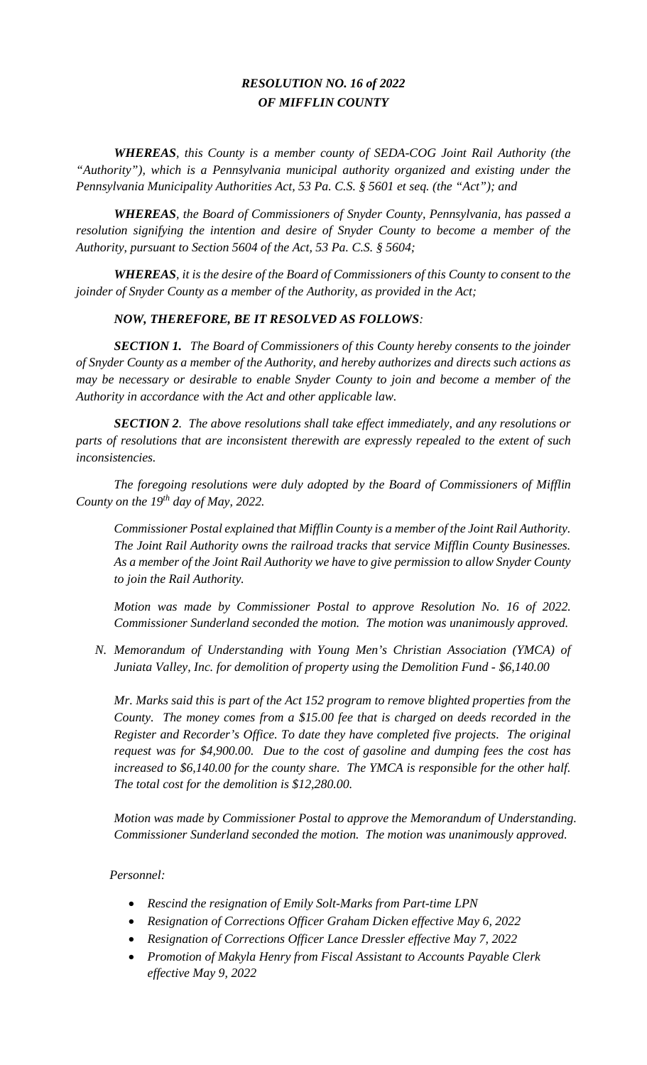## *RESOLUTION NO. 16 of 2022*
## *OF MIFFLIN COUNTY*

***WHEREAS****, this County is a member county of SEDA-COG Joint Rail Authority (the "Authority"), which is a Pennsylvania municipal authority organized and existing under the Pennsylvania Municipality Authorities Act, 53 Pa. C.S. § 5601 et seq. (the "Act"); and*

***WHEREAS****, the Board of Commissioners of Snyder County, Pennsylvania, has passed a resolution signifying the intention and desire of Snyder County to become a member of the Authority, pursuant to Section 5604 of the Act, 53 Pa. C.S. § 5604;*

***WHEREAS****, it is the desire of the Board of Commissioners of this County to consent to the joinder of Snyder County as a member of the Authority, as provided in the Act;*

***NOW, THEREFORE, BE IT RESOLVED AS FOLLOWS****:*

***SECTION 1.*** *The Board of Commissioners of this County hereby consents to the joinder of Snyder County as a member of the Authority, and hereby authorizes and directs such actions as may be necessary or desirable to enable Snyder County to join and become a member of the Authority in accordance with the Act and other applicable law.*

***SECTION 2****. The above resolutions shall take effect immediately, and any resolutions or parts of resolutions that are inconsistent therewith are expressly repealed to the extent of such inconsistencies.*

*The foregoing resolutions were duly adopted by the Board of Commissioners of Mifflin County on the 19th day of May, 2022.*

*Commissioner Postal explained that Mifflin County is a member of the Joint Rail Authority. The Joint Rail Authority owns the railroad tracks that service Mifflin County Businesses. As a member of the Joint Rail Authority we have to give permission to allow Snyder County to join the Rail Authority.*

*Motion was made by Commissioner Postal to approve Resolution No. 16 of 2022. Commissioner Sunderland seconded the motion. The motion was unanimously approved.*

*N. Memorandum of Understanding with Young Men's Christian Association (YMCA) of Juniata Valley, Inc. for demolition of property using the Demolition Fund - $6,140.00*

*Mr. Marks said this is part of the Act 152 program to remove blighted properties from the County. The money comes from a $15.00 fee that is charged on deeds recorded in the Register and Recorder's Office. To date they have completed five projects. The original request was for $4,900.00. Due to the cost of gasoline and dumping fees the cost has increased to $6,140.00 for the county share. The YMCA is responsible for the other half. The total cost for the demolition is $12,280.00.*

*Motion was made by Commissioner Postal to approve the Memorandum of Understanding. Commissioner Sunderland seconded the motion. The motion was unanimously approved.*

*Personnel:*

- *Rescind the resignation of Emily Solt-Marks from Part-time LPN*
- *Resignation of Corrections Officer Graham Dicken effective May 6, 2022*
- *Resignation of Corrections Officer Lance Dressler effective May 7, 2022*
- *Promotion of Makyla Henry from Fiscal Assistant to Accounts Payable Clerk effective May 9, 2022*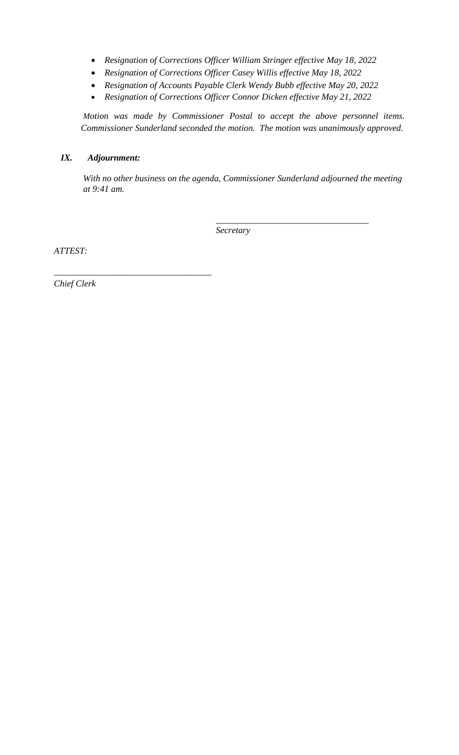- *Resignation of Corrections Officer William Stringer effective May 18, 2022*
- *Resignation of Corrections Officer Casey Willis effective May 18, 2022*
- *Resignation of Accounts Payable Clerk Wendy Bubb effective May 20, 2022*
- *Resignation of Corrections Officer Connor Dicken effective May 21, 2022*

*Motion was made by Commissioner Postal to accept the above personnel items. Commissioner Sunderland seconded the motion. The motion was unanimously approved.*

## *IX. Adjournment:*

*With no other business on the agenda, Commissioner Sunderland adjourned the meeting at 9:41 am.*

___________________________________
*Secretary*

*ATTEST:*

___________________________________
*Chief Clerk*